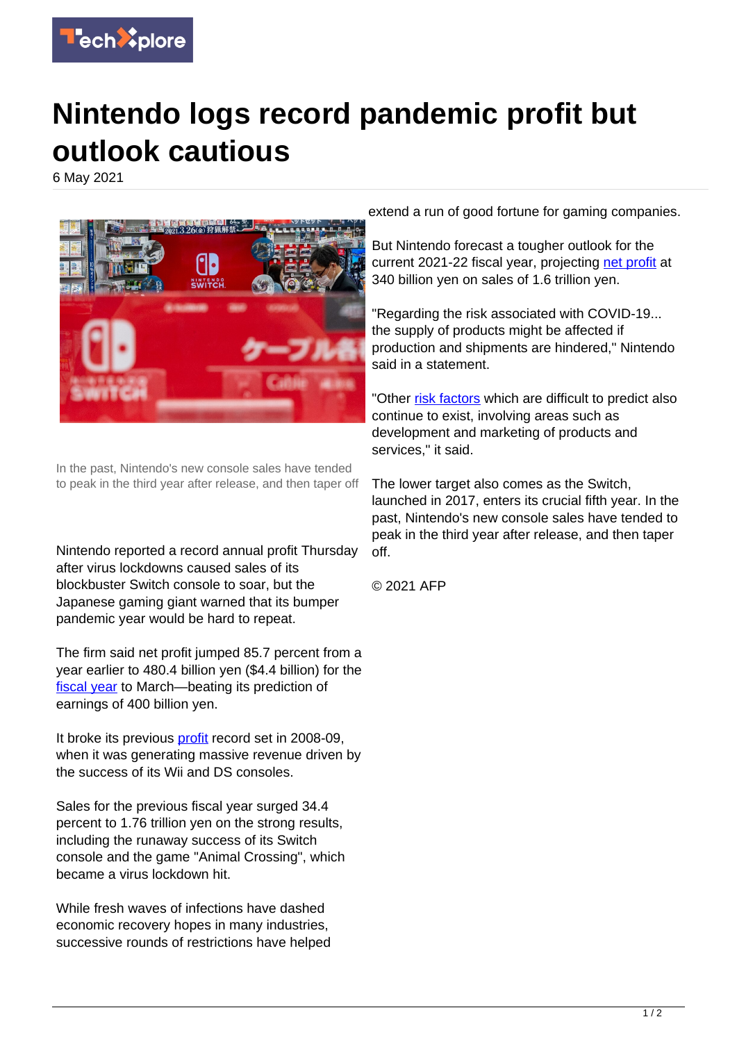# Nintendo logs record pandemic profit but outlook cautious

6 May 2021

In the past, Nintendo's new console sales have tended to peak in the third year after release, and then taper off

Nintendo reported a record annual profit Thursday after virus lockdowns caused sales of its blockbuster Switch console to soar, but the Japanese gaming giant warned that its bumper pandemic year would be hard to repeat.

The firm said net profit jumped 85.7 percent from a year earlier to 480.4 billion yen ($4.4 billion) for the fiscal year to March—beating its prediction of earnings of 400 billion yen.

It broke its previous profit record set in 2008-09, when it was generating massive revenue driven by the success of its Wii and DS consoles.

Sales for the previous fiscal year surged 34.4 percent to 1.76 trillion yen on the strong results, including the runaway success of its Switch console and the game "Animal Crossing", which became a virus lockdown hit.

While fresh waves of infections have dashed economic recovery hopes in many industries, successive rounds of restrictions have helped extend a run of good fortune for gaming companies.

But Nintendo forecast a tougher outlook for the current 2021-22 fiscal year, projecting net profit at 340 billion yen on sales of 1.6 trillion yen.

"Regarding the risk associated with COVID-19... the supply of products might be affected if production and shipments are hindered," Nintendo said in a statement.

"Other risk factors which are difficult to predict also continue to exist, involving areas such as development and marketing of products and services," it said.

The lower target also comes as the Switch, launched in 2017, enters its crucial fifth year. In the past, Nintendo's new console sales have tended to peak in the third year after release, and then taper off.

© 2021 AFP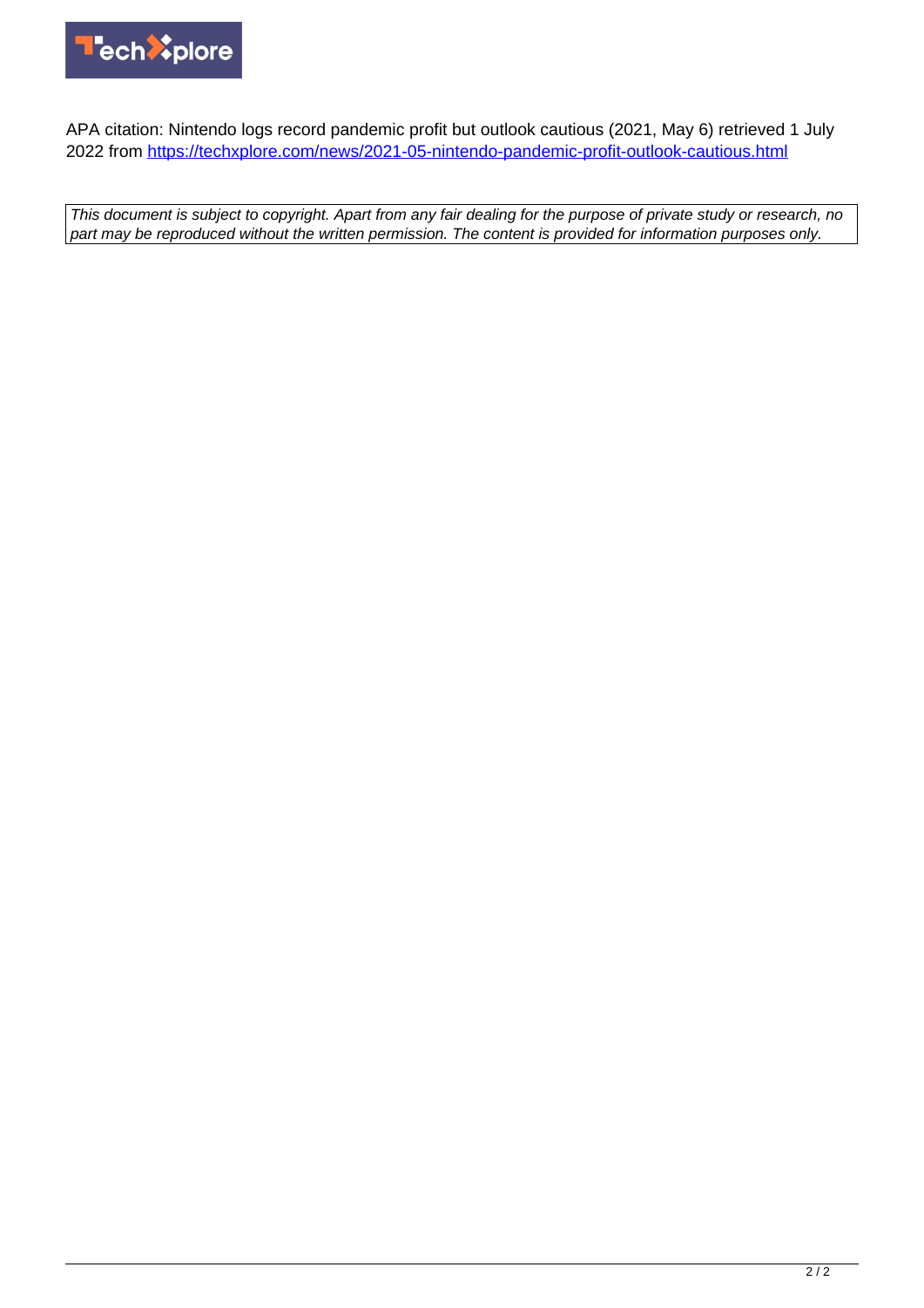APA citation: Nintendo logs record pandemic profit but outlook cautious (2021, May 6) retrieved 1 July 2022 from https://techxplore.com/news/2021-05-nintendo-pandemic-profit-outlook-cautious.html

*This document is subject to copyright. Apart from any fair dealing for the purpose of private study or research, no part may be reproduced without the written permission. The content is provided for information purposes only.*